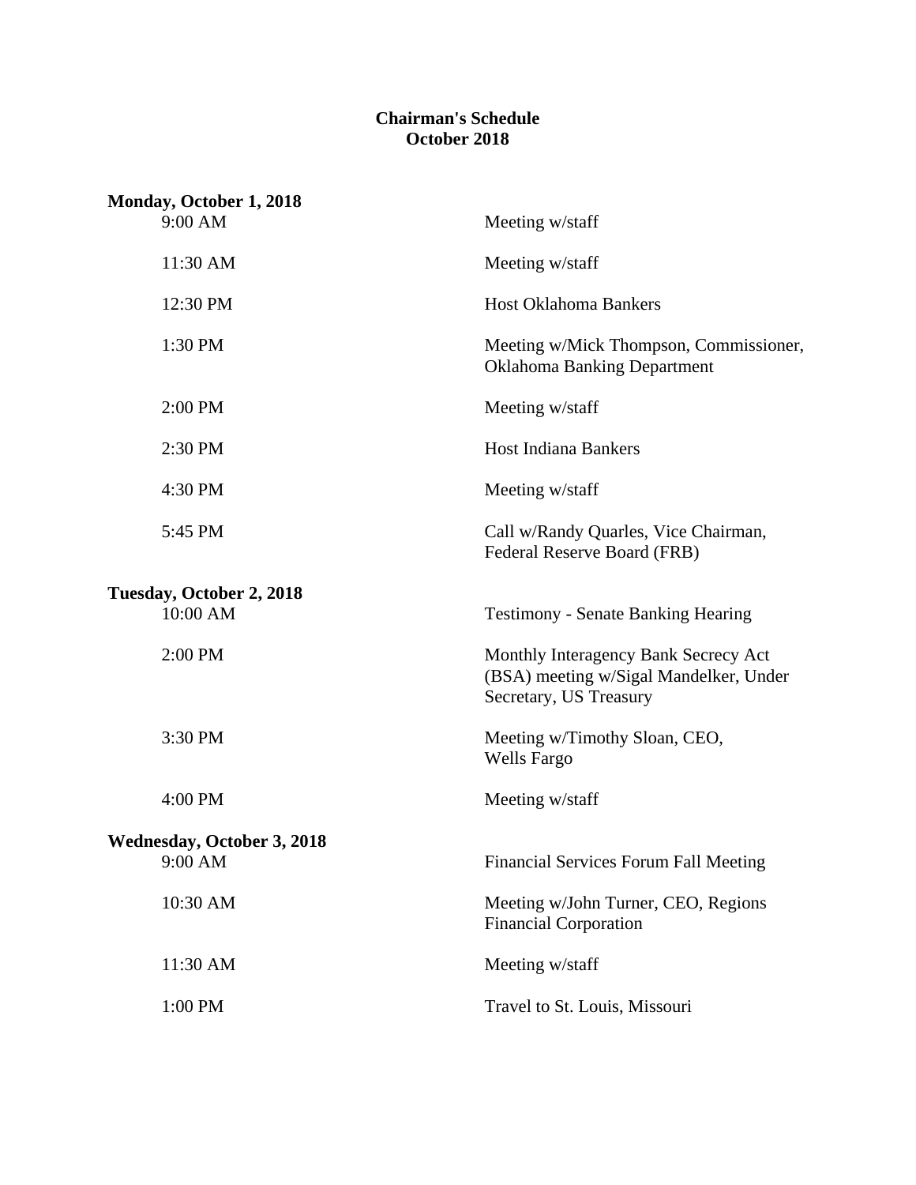# Chairman's Schedule
## October 2018

**Monday, October 1, 2018**

| | |
|---|---|
| 9:00 AM | Meeting w/staff |
| 11:30 AM | Meeting w/staff |
| 12:30 PM | Host Oklahoma Bankers |
| 1:30 PM | Meeting w/Mick Thompson, Commissioner, Oklahoma Banking Department |
| 2:00 PM | Meeting w/staff |
| 2:30 PM | Host Indiana Bankers |
| 4:30 PM | Meeting w/staff |
| 5:45 PM | Call w/Randy Quarles, Vice Chairman, Federal Reserve Board (FRB) |

**Tuesday, October 2, 2018**

| | |
|---|---|
| 10:00 AM | Testimony - Senate Banking Hearing |
| 2:00 PM | Monthly Interagency Bank Secrecy Act (BSA) meeting w/Sigal Mandelker, Under Secretary, US Treasury |
| 3:30 PM | Meeting w/Timothy Sloan, CEO, Wells Fargo |
| 4:00 PM | Meeting w/staff |

**Wednesday, October 3, 2018**

| | |
|---|---|
| 9:00 AM | Financial Services Forum Fall Meeting |
| 10:30 AM | Meeting w/John Turner, CEO, Regions Financial Corporation |
| 11:30 AM | Meeting w/staff |
| 1:00 PM | Travel to St. Louis, Missouri |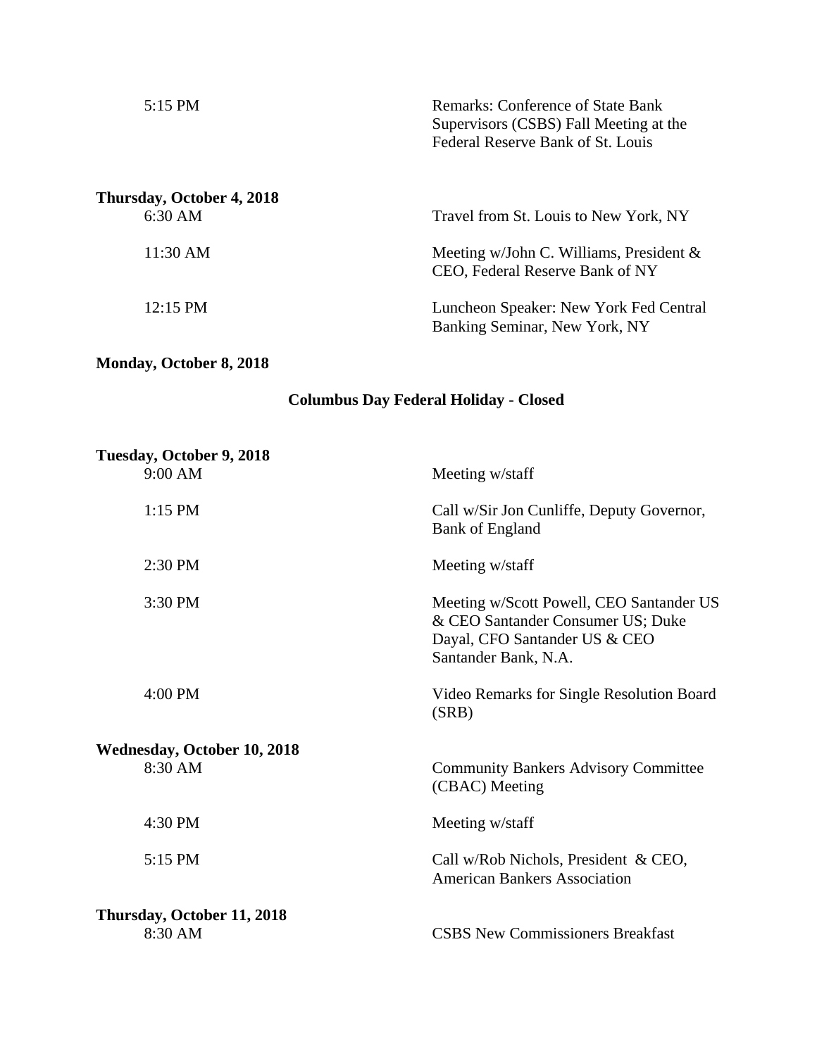| | |
|---|---|
| 5:15 PM | Remarks: Conference of State Bank Supervisors (CSBS) Fall Meeting at the Federal Reserve Bank of St. Louis |

**Thursday, October 4, 2018**

| | |
|---|---|
| 6:30 AM | Travel from St. Louis to New York, NY |
| 11:30 AM | Meeting w/John C. Williams, President & CEO, Federal Reserve Bank of NY |
| 12:15 PM | Luncheon Speaker: New York Fed Central Banking Seminar, New York, NY |

**Monday, October 8, 2018**

**Columbus Day Federal Holiday - Closed**

**Tuesday, October 9, 2018**

| | |
|---|---|
| 9:00 AM | Meeting w/staff |
| 1:15 PM | Call w/Sir Jon Cunliffe, Deputy Governor, Bank of England |
| 2:30 PM | Meeting w/staff |
| 3:30 PM | Meeting w/Scott Powell, CEO Santander US & CEO Santander Consumer US; Duke Dayal, CFO Santander US & CEO Santander Bank, N.A. |
| 4:00 PM | Video Remarks for Single Resolution Board (SRB) |

**Wednesday, October 10, 2018**

| | |
|---|---|
| 8:30 AM | Community Bankers Advisory Committee (CBAC) Meeting |
| 4:30 PM | Meeting w/staff |
| 5:15 PM | Call w/Rob Nichols, President & CEO, American Bankers Association |

**Thursday, October 11, 2018**

| | |
|---|---|
| 8:30 AM | CSBS New Commissioners Breakfast |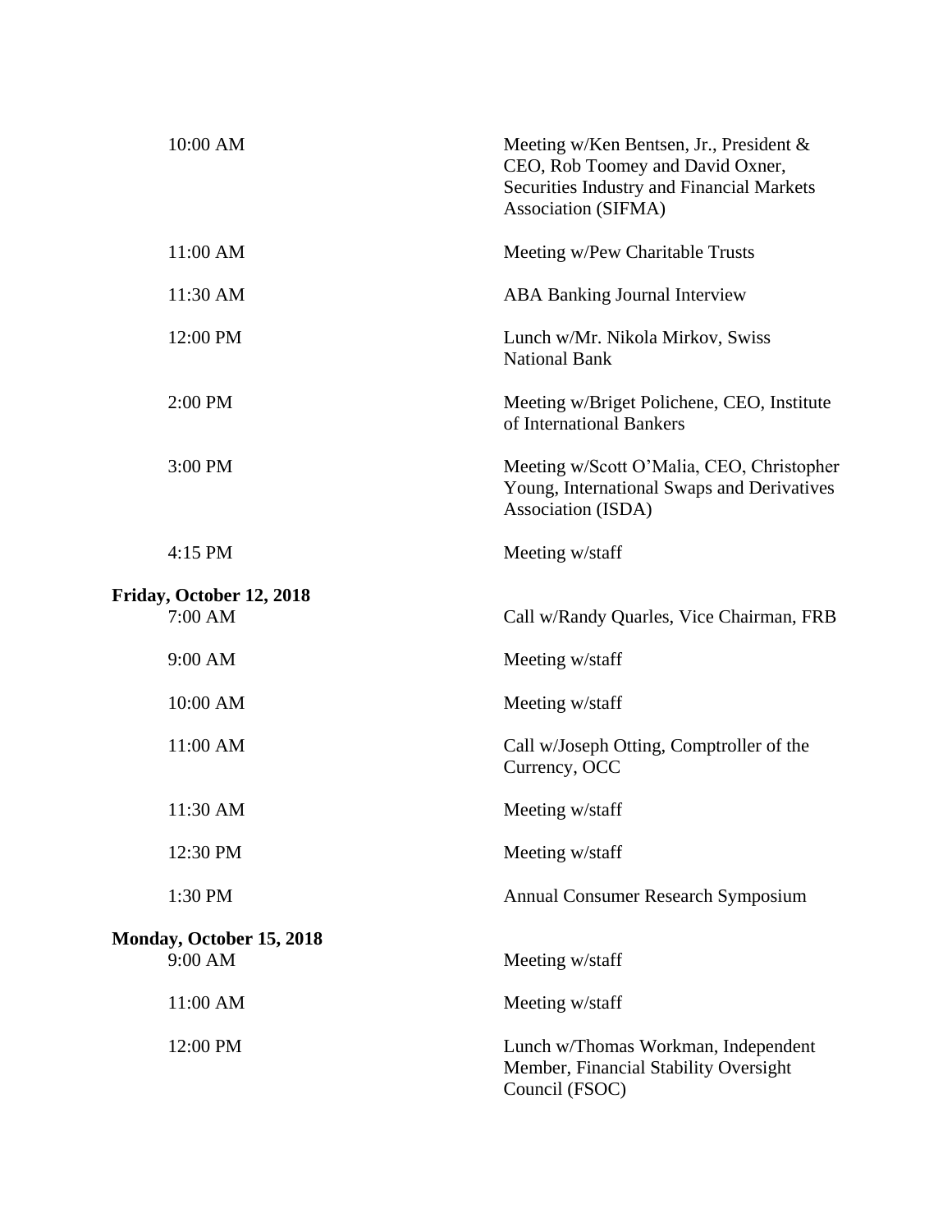| | |
|---|---|
| 10:00 AM | Meeting w/Ken Bentsen, Jr., President & CEO, Rob Toomey and David Oxner, Securities Industry and Financial Markets Association (SIFMA) |
| 11:00 AM | Meeting w/Pew Charitable Trusts |
| 11:30 AM | ABA Banking Journal Interview |
| 12:00 PM | Lunch w/Mr. Nikola Mirkov, Swiss National Bank |
| 2:00 PM | Meeting w/Briget Polichene, CEO, Institute of International Bankers |
| 3:00 PM | Meeting w/Scott O'Malia, CEO, Christopher Young, International Swaps and Derivatives Association (ISDA) |
| 4:15 PM | Meeting w/staff |

**Friday, October 12, 2018**

| | |
|---|---|
| 7:00 AM | Call w/Randy Quarles, Vice Chairman, FRB |
| 9:00 AM | Meeting w/staff |
| 10:00 AM | Meeting w/staff |
| 11:00 AM | Call w/Joseph Otting, Comptroller of the Currency, OCC |
| 11:30 AM | Meeting w/staff |
| 12:30 PM | Meeting w/staff |
| 1:30 PM | Annual Consumer Research Symposium |

**Monday, October 15, 2018**

| | |
|---|---|
| 9:00 AM | Meeting w/staff |
| 11:00 AM | Meeting w/staff |
| 12:00 PM | Lunch w/Thomas Workman, Independent Member, Financial Stability Oversight Council (FSOC) |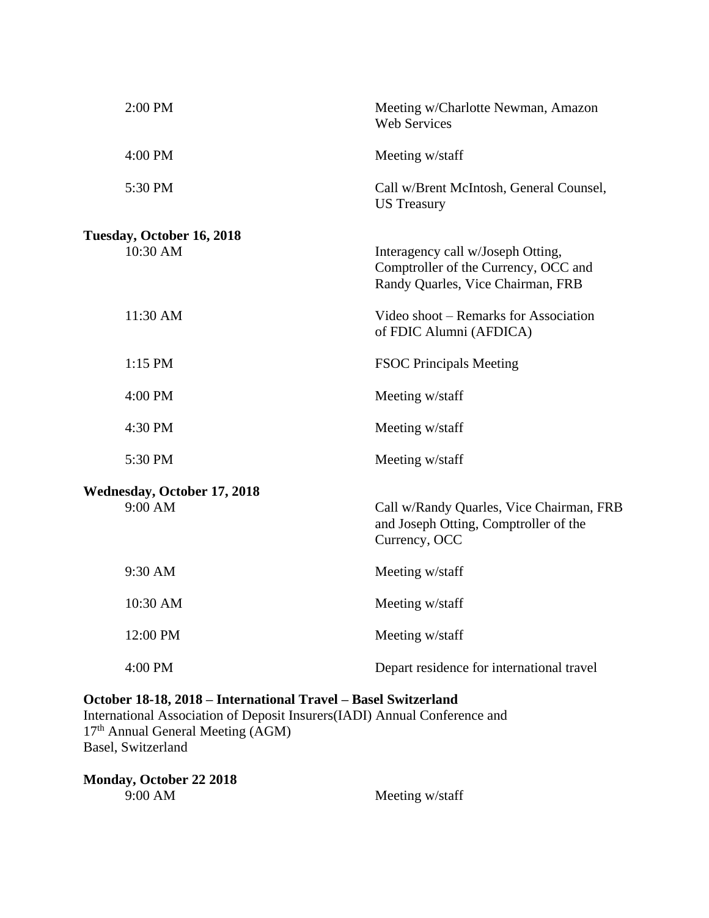| | |
|---|---|
| 2:00 PM | Meeting w/Charlotte Newman, Amazon Web Services |
| 4:00 PM | Meeting w/staff |
| 5:30 PM | Call w/Brent McIntosh, General Counsel, US Treasury |

**Tuesday, October 16, 2018**

| | |
|---|---|
| 10:30 AM | Interagency call w/Joseph Otting, Comptroller of the Currency, OCC and Randy Quarles, Vice Chairman, FRB |
| 11:30 AM | Video shoot – Remarks for Association of FDIC Alumni (AFDICA) |
| 1:15 PM | FSOC Principals Meeting |
| 4:00 PM | Meeting w/staff |
| 4:30 PM | Meeting w/staff |
| 5:30 PM | Meeting w/staff |

**Wednesday, October 17, 2018**

| | |
|---|---|
| 9:00 AM | Call w/Randy Quarles, Vice Chairman, FRB and Joseph Otting, Comptroller of the Currency, OCC |
| 9:30 AM | Meeting w/staff |
| 10:30 AM | Meeting w/staff |
| 12:00 PM | Meeting w/staff |
| 4:00 PM | Depart residence for international travel |

**October 18-18, 2018 – International Travel – Basel Switzerland**
International Association of Deposit Insurers(IADI) Annual Conference and
17th Annual General Meeting (AGM)
Basel, Switzerland

**Monday, October 22 2018**

| | |
|---|---|
| 9:00 AM | Meeting w/staff |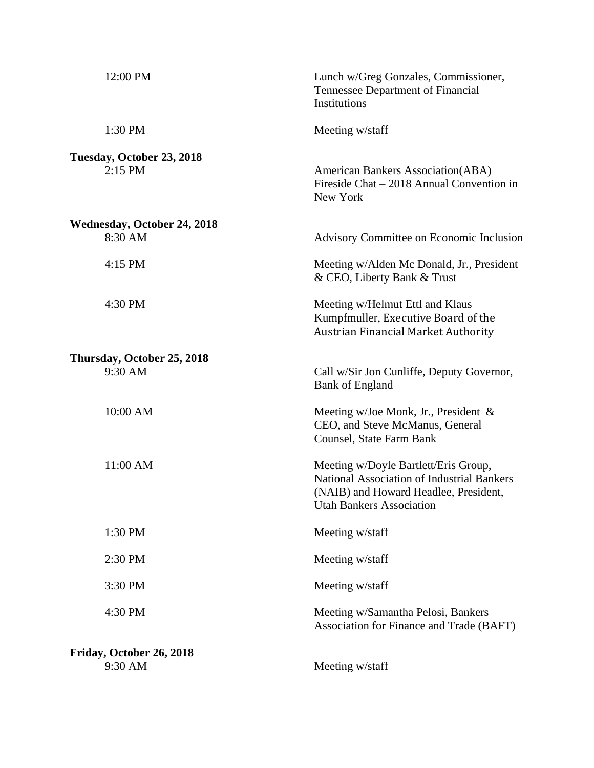| | |
|---|---|
| 12:00 PM | Lunch w/Greg Gonzales, Commissioner, Tennessee Department of Financial Institutions |
| 1:30 PM | Meeting w/staff |
| **Tuesday, October 23, 2018** | |
| 2:15 PM | American Bankers Association(ABA) Fireside Chat – 2018 Annual Convention in New York |
| **Wednesday, October 24, 2018** | |
| 8:30 AM | Advisory Committee on Economic Inclusion |
| 4:15 PM | Meeting w/Alden Mc Donald, Jr., President & CEO, Liberty Bank & Trust |
| 4:30 PM | Meeting w/Helmut Ettl and Klaus Kumpfmuller, Executive Board of the Austrian Financial Market Authority |
| **Thursday, October 25, 2018** | |
| 9:30 AM | Call w/Sir Jon Cunliffe, Deputy Governor, Bank of England |
| 10:00 AM | Meeting w/Joe Monk, Jr., President & CEO, and Steve McManus, General Counsel, State Farm Bank |
| 11:00 AM | Meeting w/Doyle Bartlett/Eris Group, National Association of Industrial Bankers (NAIB) and Howard Headlee, President, Utah Bankers Association |
| 1:30 PM | Meeting w/staff |
| 2:30 PM | Meeting w/staff |
| 3:30 PM | Meeting w/staff |
| 4:30 PM | Meeting w/Samantha Pelosi, Bankers Association for Finance and Trade (BAFT) |
| **Friday, October 26, 2018** | |
| 9:30 AM | Meeting w/staff |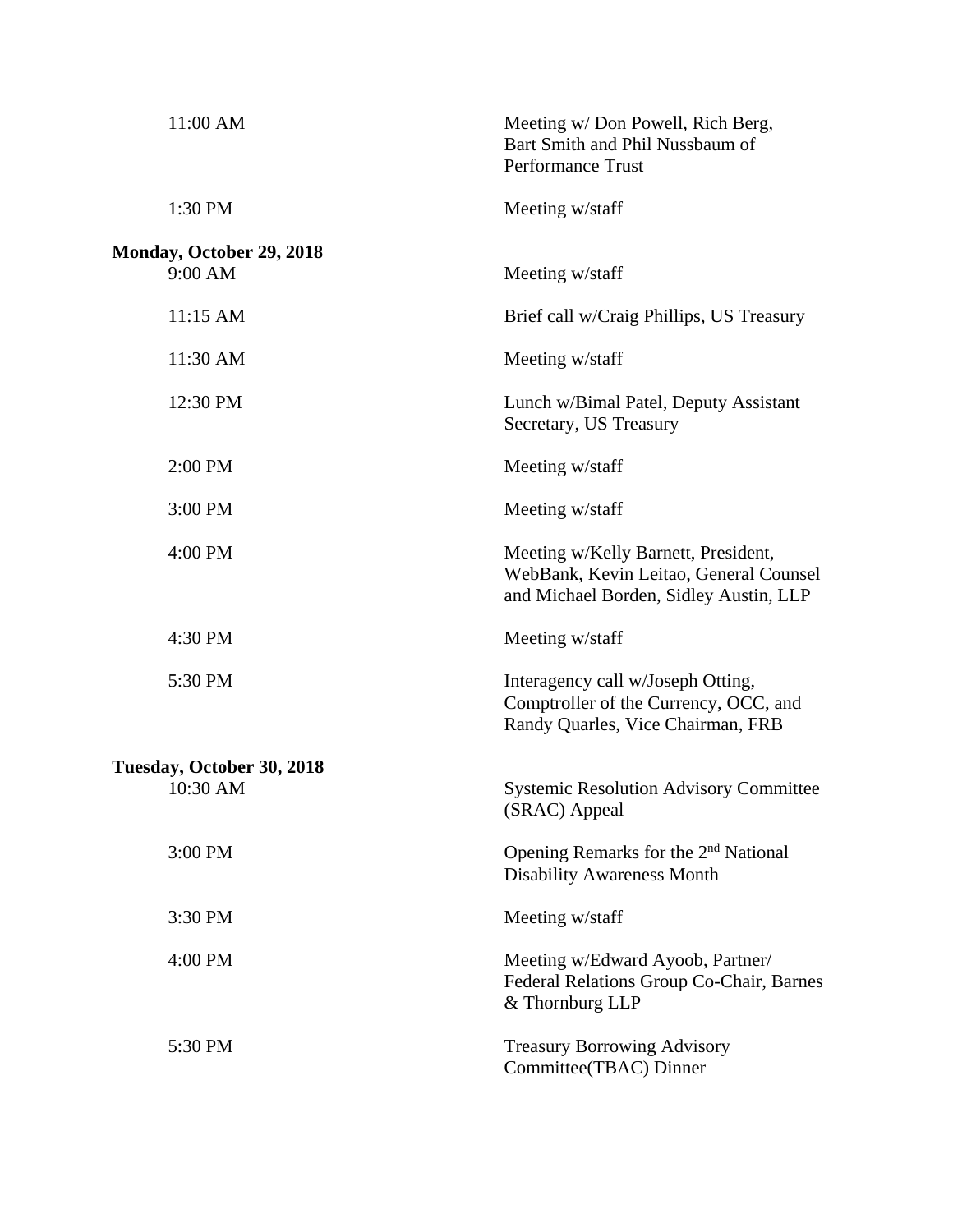| | |
|---|---|
| 11:00 AM | Meeting w/ Don Powell, Rich Berg, Bart Smith and Phil Nussbaum of Performance Trust |
| 1:30 PM | Meeting w/staff |

**Monday, October 29, 2018**

| | |
|---|---|
| 9:00 AM | Meeting w/staff |
| 11:15 AM | Brief call w/Craig Phillips, US Treasury |
| 11:30 AM | Meeting w/staff |
| 12:30 PM | Lunch w/Bimal Patel, Deputy Assistant Secretary, US Treasury |
| 2:00 PM | Meeting w/staff |
| 3:00 PM | Meeting w/staff |
| 4:00 PM | Meeting w/Kelly Barnett, President, WebBank, Kevin Leitao, General Counsel and Michael Borden, Sidley Austin, LLP |
| 4:30 PM | Meeting w/staff |
| 5:30 PM | Interagency call w/Joseph Otting, Comptroller of the Currency, OCC, and Randy Quarles, Vice Chairman, FRB |

**Tuesday, October 30, 2018**

| | |
|---|---|
| 10:30 AM | Systemic Resolution Advisory Committee (SRAC) Appeal |
| 3:00 PM | Opening Remarks for the 2nd National Disability Awareness Month |
| 3:30 PM | Meeting w/staff |
| 4:00 PM | Meeting w/Edward Ayoob, Partner/ Federal Relations Group Co-Chair, Barnes & Thornburg LLP |
| 5:30 PM | Treasury Borrowing Advisory Committee(TBAC) Dinner |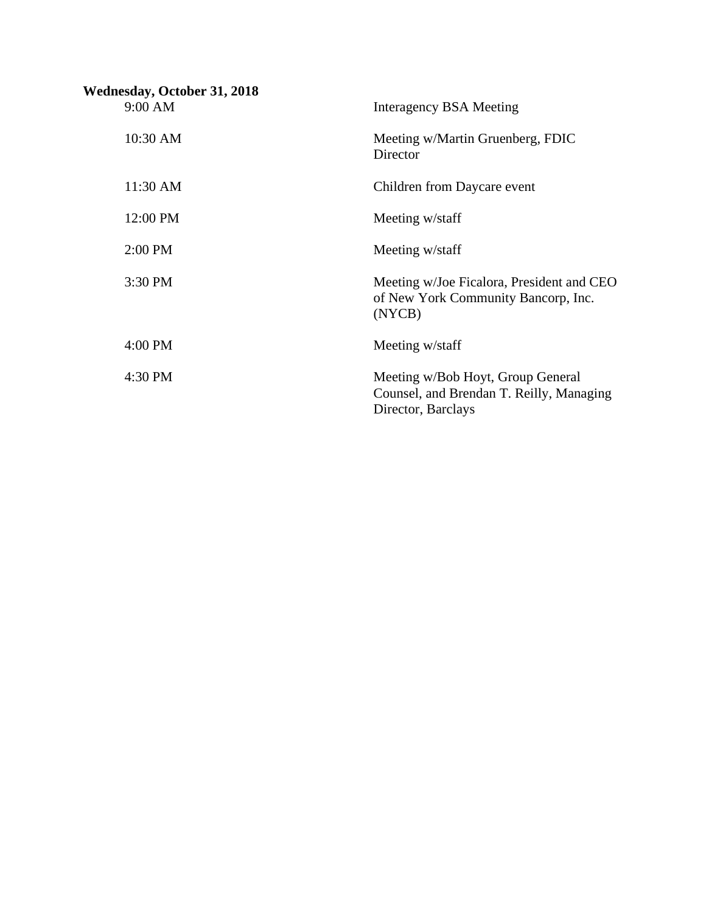**Wednesday, October 31, 2018**

| | |
|---|---|
| 9:00 AM | Interagency BSA Meeting |
| 10:30 AM | Meeting w/Martin Gruenberg, FDIC Director |
| 11:30 AM | Children from Daycare event |
| 12:00 PM | Meeting w/staff |
| 2:00 PM | Meeting w/staff |
| 3:30 PM | Meeting w/Joe Ficalora, President and CEO of New York Community Bancorp, Inc. (NYCB) |
| 4:00 PM | Meeting w/staff |
| 4:30 PM | Meeting w/Bob Hoyt, Group General Counsel, and Brendan T. Reilly, Managing Director, Barclays |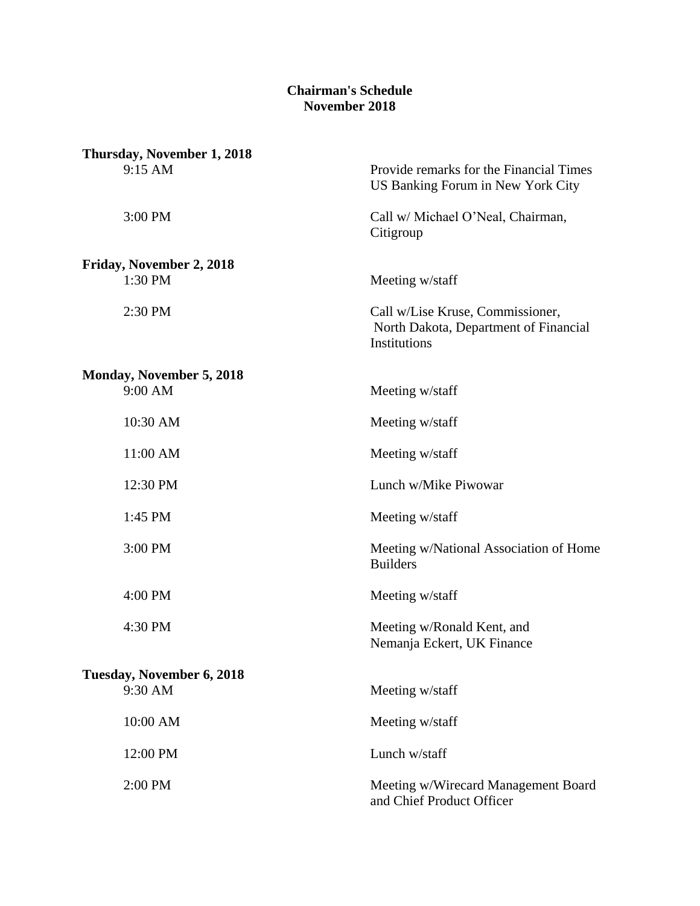**Chairman's Schedule**
**November 2018**

**Thursday, November 1, 2018**

| | |
|---|---|
| 9:15 AM | Provide remarks for the Financial Times US Banking Forum in New York City |
| 3:00 PM | Call w/ Michael O'Neal, Chairman, Citigroup |

**Friday, November 2, 2018**

| | |
|---|---|
| 1:30 PM | Meeting w/staff |
| 2:30 PM | Call w/Lise Kruse, Commissioner, North Dakota, Department of Financial Institutions |

**Monday, November 5, 2018**

| | |
|---|---|
| 9:00 AM | Meeting w/staff |
| 10:30 AM | Meeting w/staff |
| 11:00 AM | Meeting w/staff |
| 12:30 PM | Lunch w/Mike Piwowar |
| 1:45 PM | Meeting w/staff |
| 3:00 PM | Meeting w/National Association of Home Builders |
| 4:00 PM | Meeting w/staff |
| 4:30 PM | Meeting w/Ronald Kent, and Nemanja Eckert, UK Finance |

**Tuesday, November 6, 2018**

| | |
|---|---|
| 9:30 AM | Meeting w/staff |
| 10:00 AM | Meeting w/staff |
| 12:00 PM | Lunch w/staff |
| 2:00 PM | Meeting w/Wirecard Management Board and Chief Product Officer |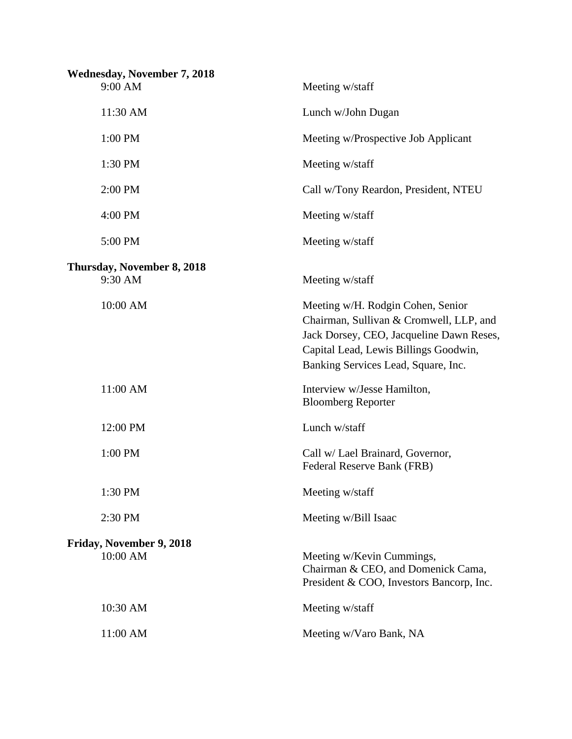**Wednesday, November 7, 2018**

| | |
|---|---|
| 9:00 AM | Meeting w/staff |
| 11:30 AM | Lunch w/John Dugan |
| 1:00 PM | Meeting w/Prospective Job Applicant |
| 1:30 PM | Meeting w/staff |
| 2:00 PM | Call w/Tony Reardon, President, NTEU |
| 4:00 PM | Meeting w/staff |
| 5:00 PM | Meeting w/staff |

**Thursday, November 8, 2018**

| | |
|---|---|
| 9:30 AM | Meeting w/staff |
| 10:00 AM | Meeting w/H. Rodgin Cohen, Senior Chairman, Sullivan & Cromwell, LLP, and Jack Dorsey, CEO, Jacqueline Dawn Reses, Capital Lead, Lewis Billings Goodwin, Banking Services Lead, Square, Inc. |
| 11:00 AM | Interview w/Jesse Hamilton, Bloomberg Reporter |
| 12:00 PM | Lunch w/staff |
| 1:00 PM | Call w/ Lael Brainard, Governor, Federal Reserve Bank (FRB) |
| 1:30 PM | Meeting w/staff |
| 2:30 PM | Meeting w/Bill Isaac |

**Friday, November 9, 2018**

| | |
|---|---|
| 10:00 AM | Meeting w/Kevin Cummings, Chairman & CEO, and Domenick Cama, President & COO, Investors Bancorp, Inc. |
| 10:30 AM | Meeting w/staff |
| 11:00 AM | Meeting w/Varo Bank, NA |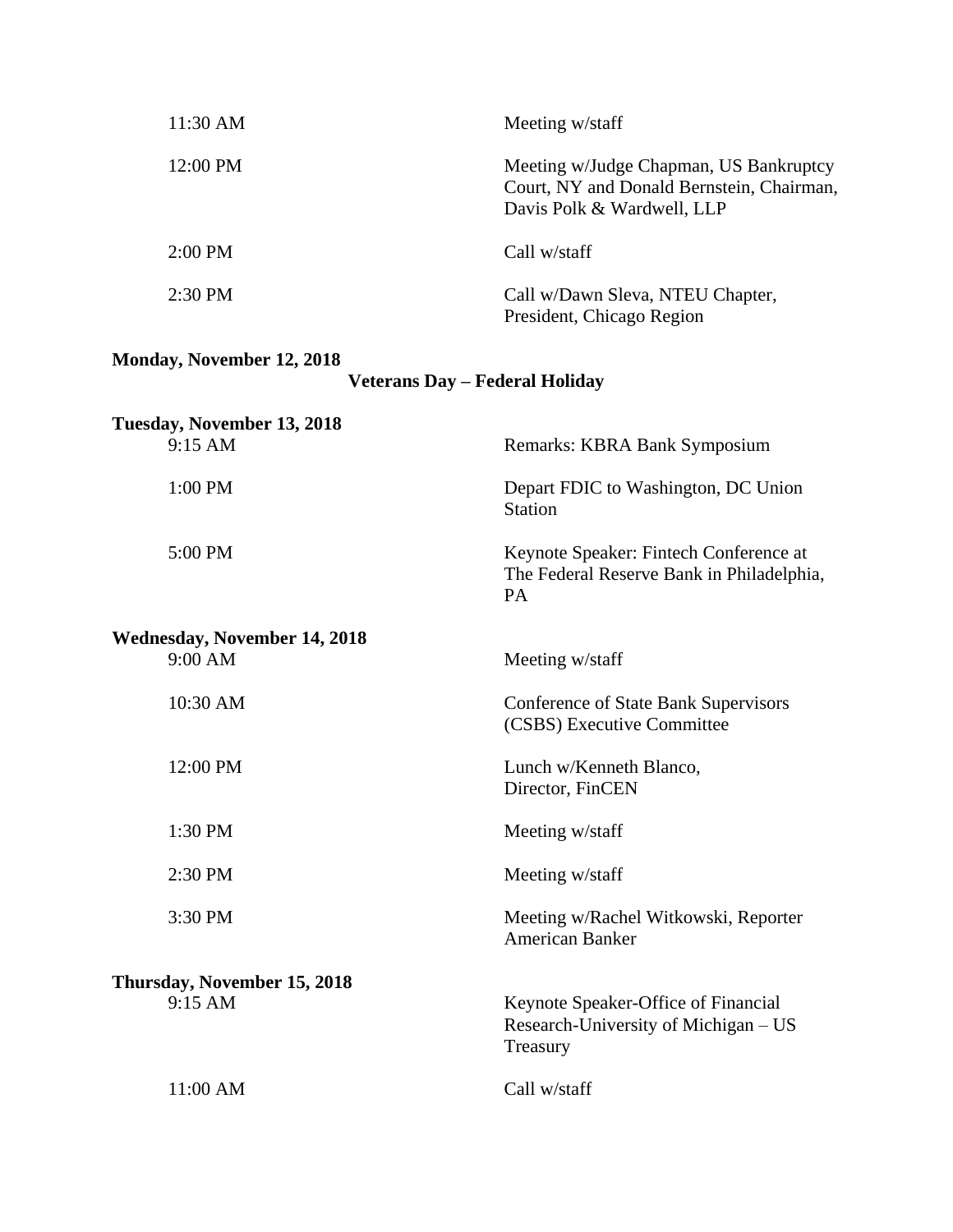| | |
|---|---|
| 11:30 AM | Meeting w/staff |
| 12:00 PM | Meeting w/Judge Chapman, US Bankruptcy Court, NY and Donald Bernstein, Chairman, Davis Polk & Wardwell, LLP |
| 2:00 PM | Call w/staff |
| 2:30 PM | Call w/Dawn Sleva, NTEU Chapter, President, Chicago Region |

**Monday, November 12, 2018**

**Veterans Day – Federal Holiday**

**Tuesday, November 13, 2018**

| | |
|---|---|
| 9:15 AM | Remarks: KBRA Bank Symposium |
| 1:00 PM | Depart FDIC to Washington, DC Union Station |
| 5:00 PM | Keynote Speaker: Fintech Conference at The Federal Reserve Bank in Philadelphia, PA |

**Wednesday, November 14, 2018**

| | |
|---|---|
| 9:00 AM | Meeting w/staff |
| 10:30 AM | Conference of State Bank Supervisors (CSBS) Executive Committee |
| 12:00 PM | Lunch w/Kenneth Blanco, Director, FinCEN |
| 1:30 PM | Meeting w/staff |
| 2:30 PM | Meeting w/staff |
| 3:30 PM | Meeting w/Rachel Witkowski, Reporter American Banker |

**Thursday, November 15, 2018**

| | |
|---|---|
| 9:15 AM | Keynote Speaker-Office of Financial Research-University of Michigan – US Treasury |
| 11:00 AM | Call w/staff |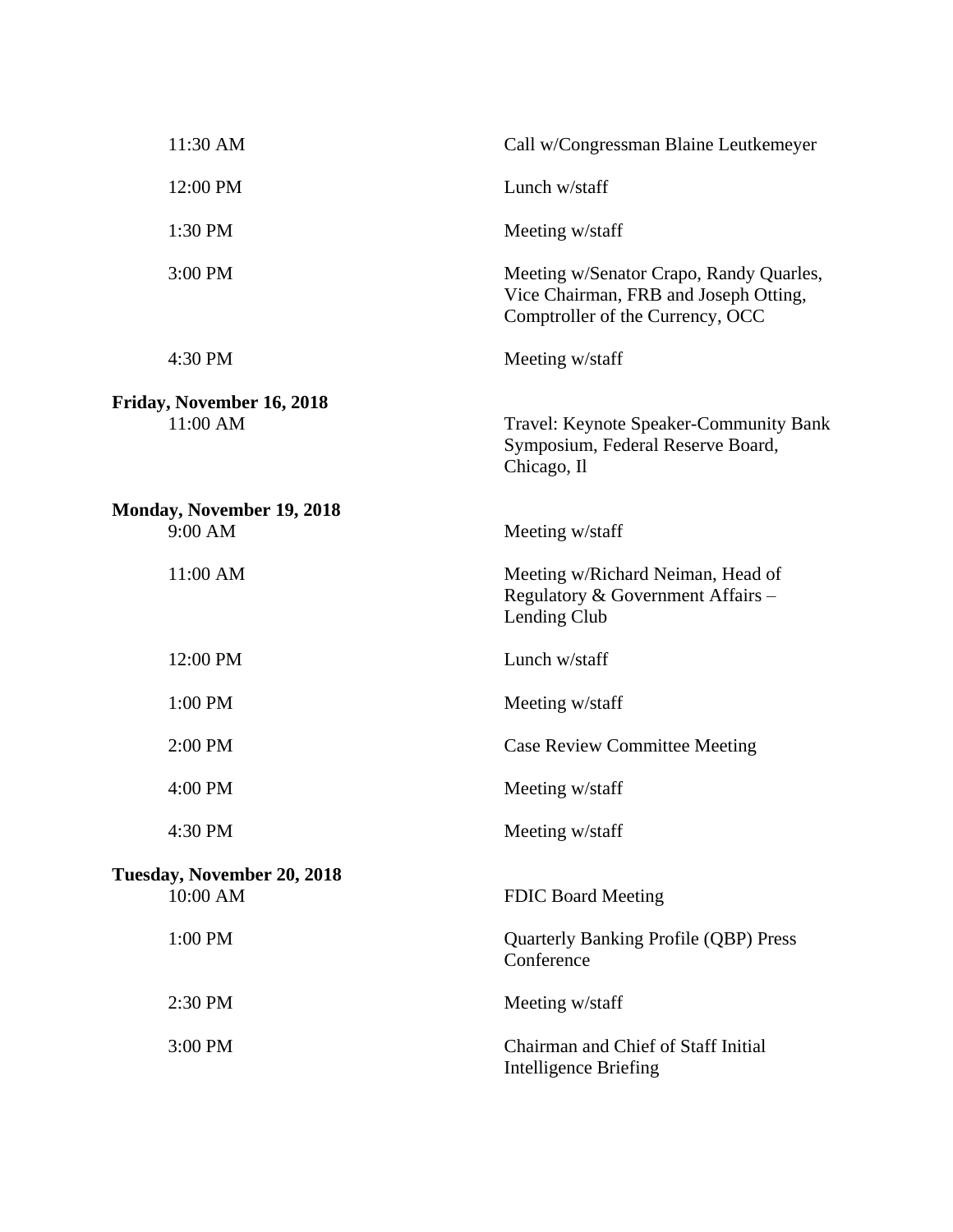| | |
|---|---|
| 11:30 AM | Call w/Congressman Blaine Leutkemeyer |
| 12:00 PM | Lunch w/staff |
| 1:30 PM | Meeting w/staff |
| 3:00 PM | Meeting w/Senator Crapo, Randy Quarles, Vice Chairman, FRB and Joseph Otting, Comptroller of the Currency, OCC |
| 4:30 PM | Meeting w/staff |

**Friday, November 16, 2018**

| | |
|---|---|
| 11:00 AM | Travel: Keynote Speaker-Community Bank Symposium, Federal Reserve Board, Chicago, Il |

**Monday, November 19, 2018**

| | |
|---|---|
| 9:00 AM | Meeting w/staff |
| 11:00 AM | Meeting w/Richard Neiman, Head of Regulatory & Government Affairs – Lending Club |
| 12:00 PM | Lunch w/staff |
| 1:00 PM | Meeting w/staff |
| 2:00 PM | Case Review Committee Meeting |
| 4:00 PM | Meeting w/staff |
| 4:30 PM | Meeting w/staff |

**Tuesday, November 20, 2018**

| | |
|---|---|
| 10:00 AM | FDIC Board Meeting |
| 1:00 PM | Quarterly Banking Profile (QBP) Press Conference |
| 2:30 PM | Meeting w/staff |
| 3:00 PM | Chairman and Chief of Staff Initial Intelligence Briefing |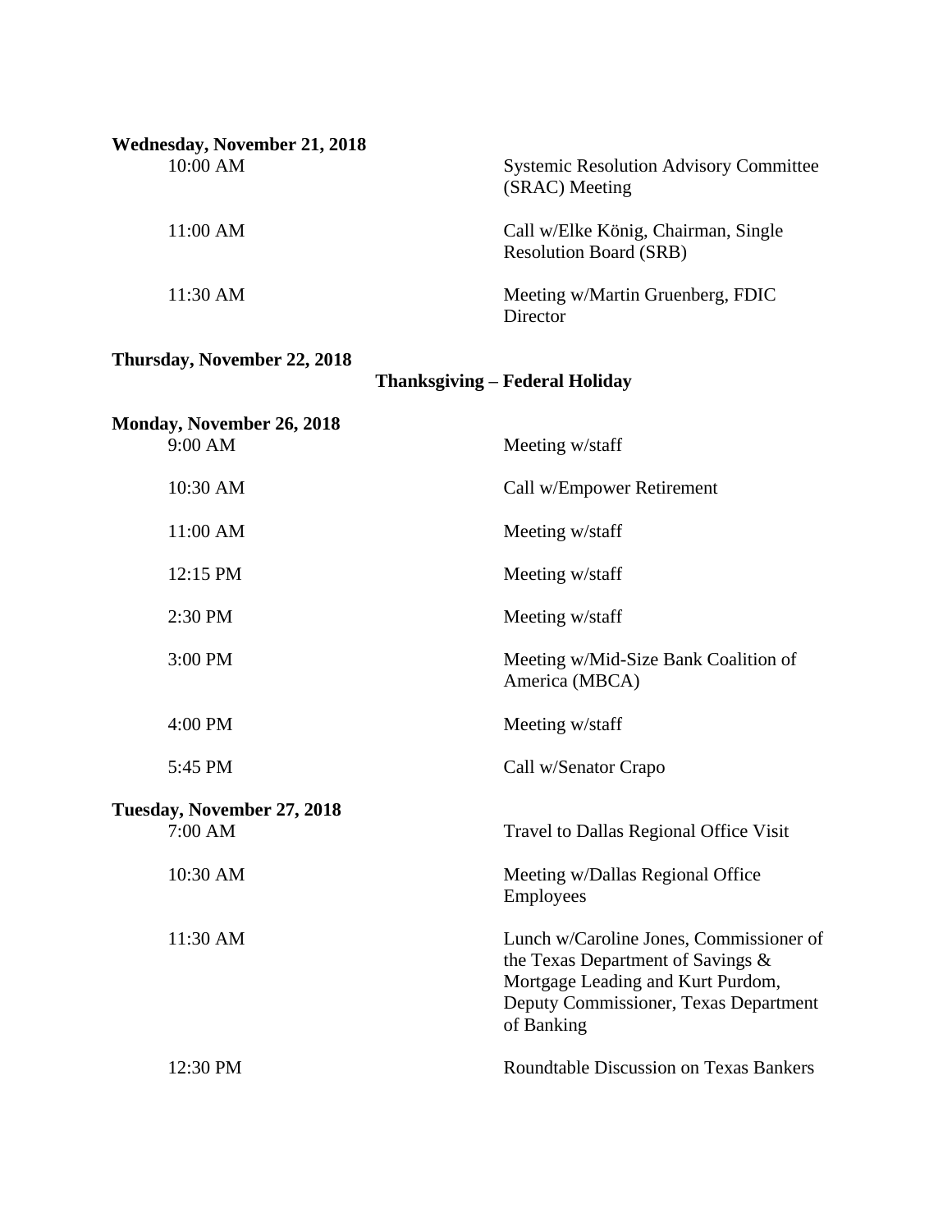**Wednesday, November 21, 2018**

| | |
|---|---|
| 10:00 AM | Systemic Resolution Advisory Committee (SRAC) Meeting |
| 11:00 AM | Call w/Elke König, Chairman, Single Resolution Board (SRB) |
| 11:30 AM | Meeting w/Martin Gruenberg, FDIC Director |

**Thursday, November 22, 2018**

**Thanksgiving – Federal Holiday**

**Monday, November 26, 2018**

| | |
|---|---|
| 9:00 AM | Meeting w/staff |
| 10:30 AM | Call w/Empower Retirement |
| 11:00 AM | Meeting w/staff |
| 12:15 PM | Meeting w/staff |
| 2:30 PM | Meeting w/staff |
| 3:00 PM | Meeting w/Mid-Size Bank Coalition of America (MBCA) |
| 4:00 PM | Meeting w/staff |
| 5:45 PM | Call w/Senator Crapo |

**Tuesday, November 27, 2018**

| | |
|---|---|
| 7:00 AM | Travel to Dallas Regional Office Visit |
| 10:30 AM | Meeting w/Dallas Regional Office Employees |
| 11:30 AM | Lunch w/Caroline Jones, Commissioner of the Texas Department of Savings & Mortgage Leading and Kurt Purdom, Deputy Commissioner, Texas Department of Banking |
| 12:30 PM | Roundtable Discussion on Texas Bankers |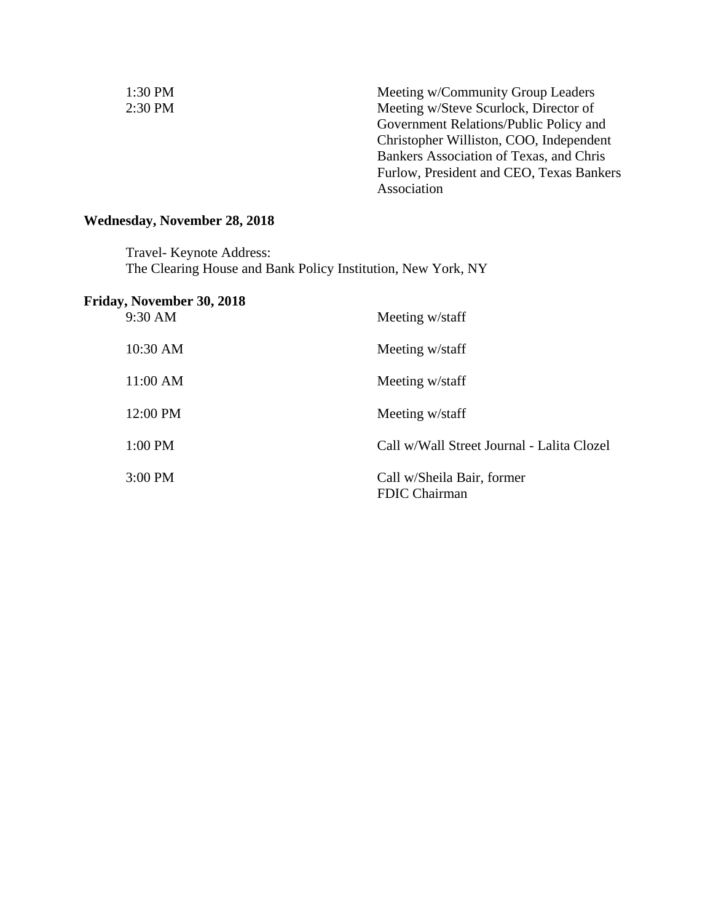| | |
|---|---|
| 1:30 PM | Meeting w/Community Group Leaders |
| 2:30 PM | Meeting w/Steve Scurlock, Director of Government Relations/Public Policy and Christopher Williston, COO, Independent Bankers Association of Texas, and Chris Furlow, President and CEO, Texas Bankers Association |

**Wednesday, November 28, 2018**

Travel- Keynote Address:
The Clearing House and Bank Policy Institution, New York, NY

**Friday, November 30, 2018**

| | |
|---|---|
| 9:30 AM | Meeting w/staff |
| 10:30 AM | Meeting w/staff |
| 11:00 AM | Meeting w/staff |
| 12:00 PM | Meeting w/staff |
| 1:00 PM | Call w/Wall Street Journal - Lalita Clozel |
| 3:00 PM | Call w/Sheila Bair, former FDIC Chairman |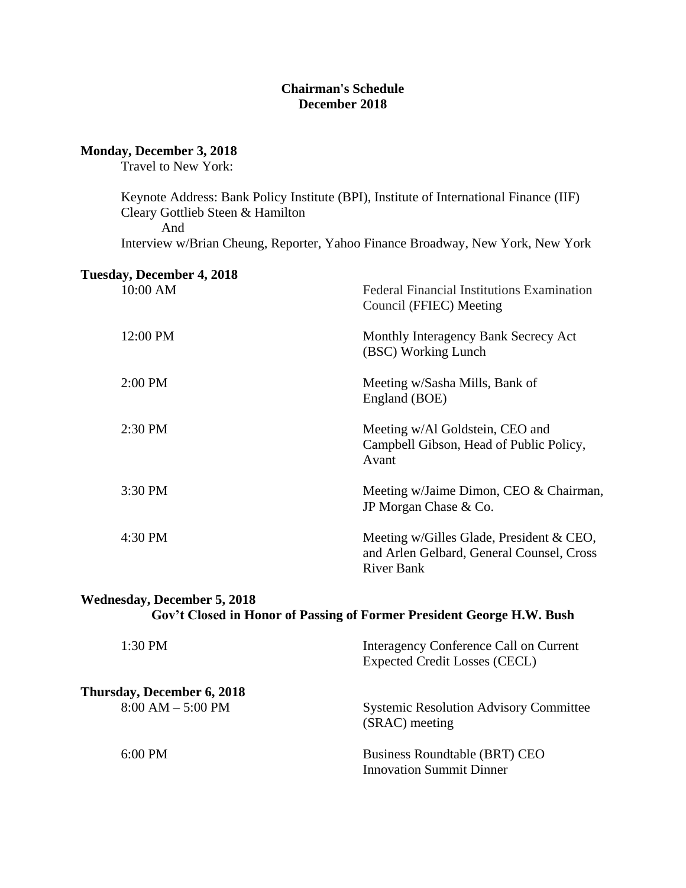**Chairman's Schedule**
**December 2018**

**Monday, December 3, 2018**

Travel to New York:

Keynote Address: Bank Policy Institute (BPI), Institute of International Finance (IIF) Cleary Gottlieb Steen & Hamilton
And
Interview w/Brian Cheung, Reporter, Yahoo Finance Broadway, New York, New York

**Tuesday, December 4, 2018**

| | |
|---|---|
| 10:00 AM | Federal Financial Institutions Examination Council (FFIEC) Meeting |
| 12:00 PM | Monthly Interagency Bank Secrecy Act (BSC) Working Lunch |
| 2:00 PM | Meeting w/Sasha Mills, Bank of England (BOE) |
| 2:30 PM | Meeting w/Al Goldstein, CEO and Campbell Gibson, Head of Public Policy, Avant |
| 3:30 PM | Meeting w/Jaime Dimon, CEO & Chairman, JP Morgan Chase & Co. |
| 4:30 PM | Meeting w/Gilles Glade, President & CEO, and Arlen Gelbard, General Counsel, Cross River Bank |

**Wednesday, December 5, 2018**

**Gov't Closed in Honor of Passing of Former President George H.W. Bush**

| | |
|---|---|
| 1:30 PM | Interagency Conference Call on Current Expected Credit Losses (CECL) |

**Thursday, December 6, 2018**

| | |
|---|---|
| 8:00 AM – 5:00 PM | Systemic Resolution Advisory Committee (SRAC) meeting |
| 6:00 PM | Business Roundtable (BRT) CEO Innovation Summit Dinner |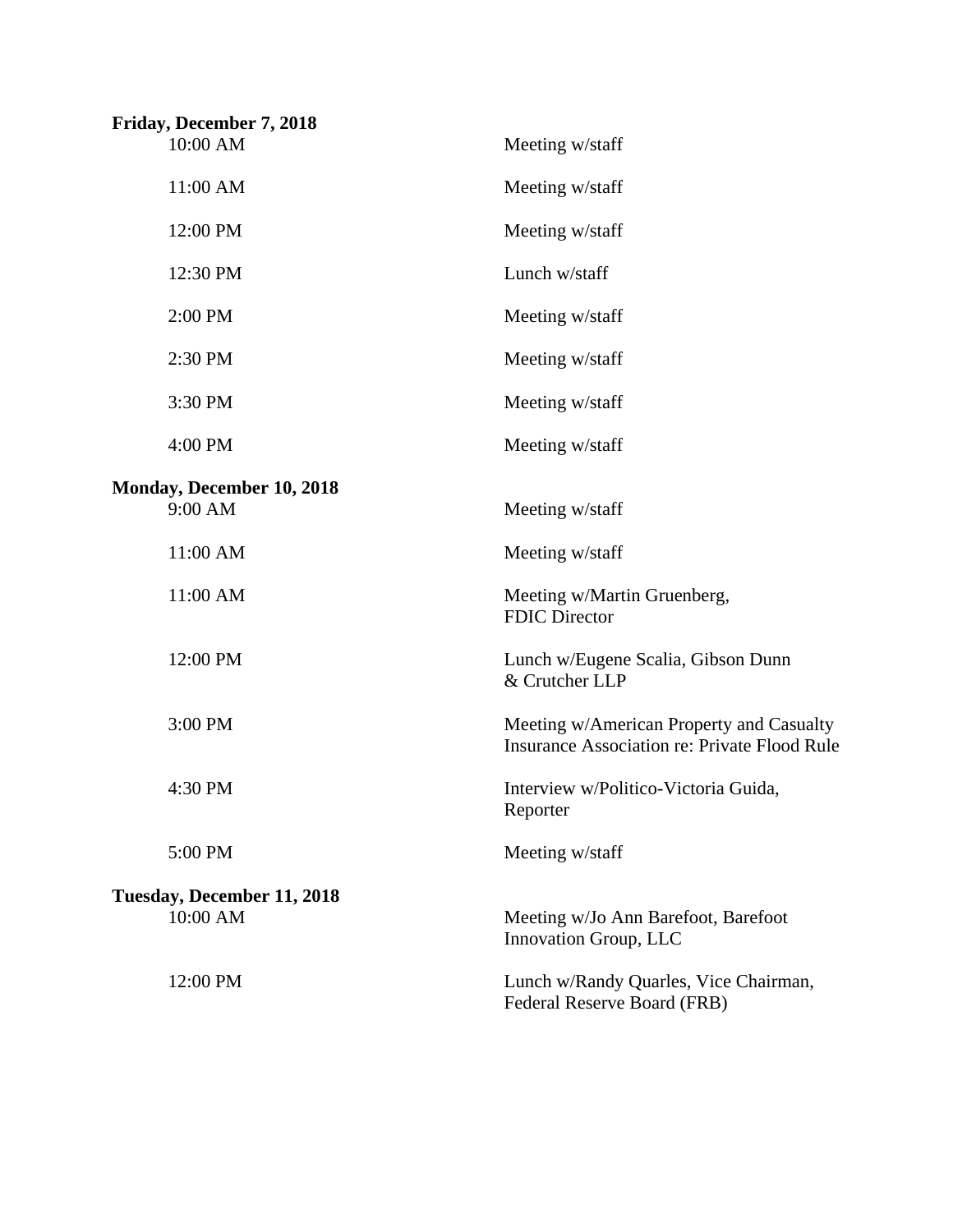**Friday, December 7, 2018**

| | |
|---|---|
| 10:00 AM | Meeting w/staff |
| 11:00 AM | Meeting w/staff |
| 12:00 PM | Meeting w/staff |
| 12:30 PM | Lunch w/staff |
| 2:00 PM | Meeting w/staff |
| 2:30 PM | Meeting w/staff |
| 3:30 PM | Meeting w/staff |
| 4:00 PM | Meeting w/staff |

**Monday, December 10, 2018**

| | |
|---|---|
| 9:00 AM | Meeting w/staff |
| 11:00 AM | Meeting w/staff |
| 11:00 AM | Meeting w/Martin Gruenberg, FDIC Director |
| 12:00 PM | Lunch w/Eugene Scalia, Gibson Dunn & Crutcher LLP |
| 3:00 PM | Meeting w/American Property and Casualty Insurance Association re: Private Flood Rule |
| 4:30 PM | Interview w/Politico-Victoria Guida, Reporter |
| 5:00 PM | Meeting w/staff |

**Tuesday, December 11, 2018**

| | |
|---|---|
| 10:00 AM | Meeting w/Jo Ann Barefoot, Barefoot Innovation Group, LLC |
| 12:00 PM | Lunch w/Randy Quarles, Vice Chairman, Federal Reserve Board (FRB) |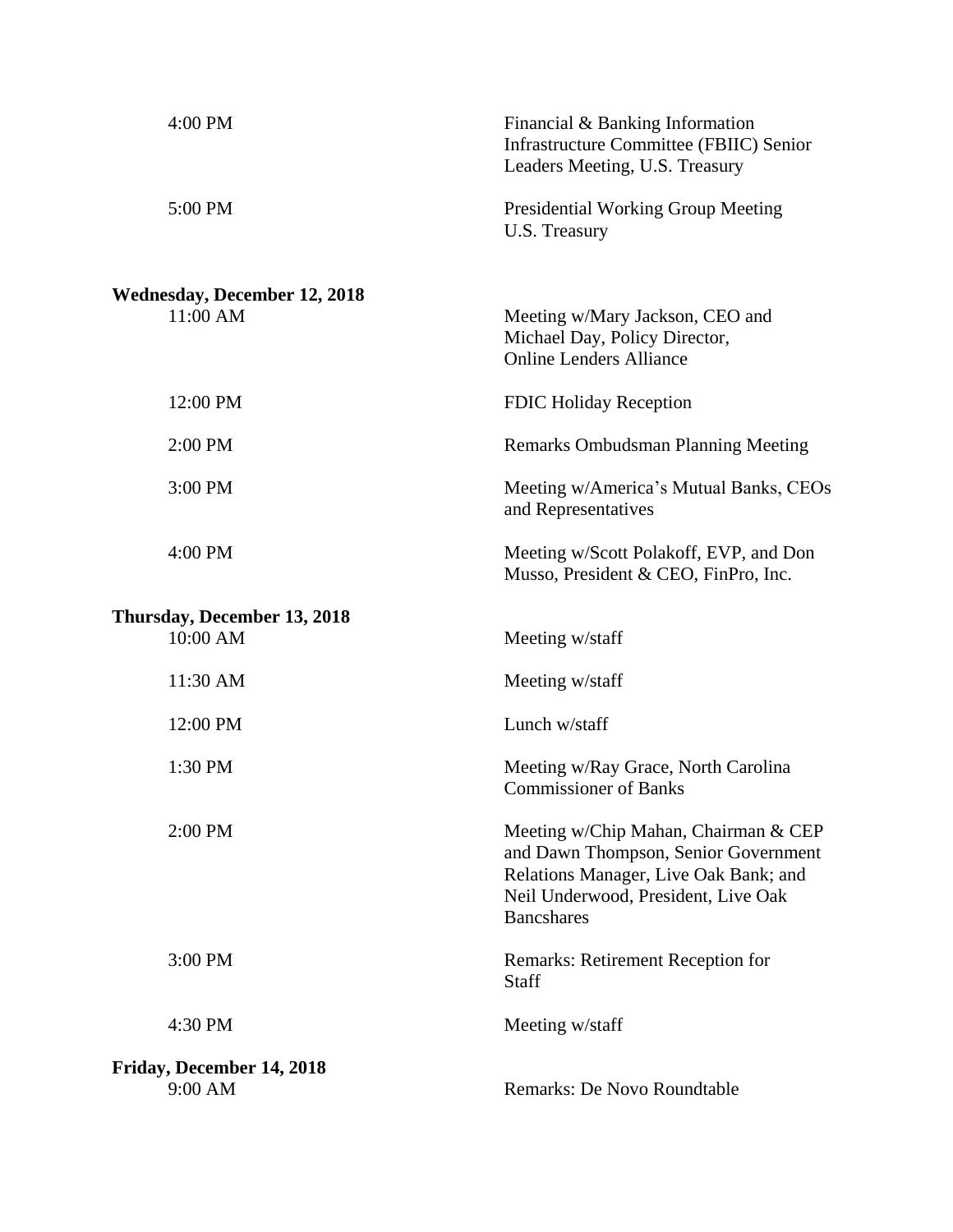| | |
|---|---|
| 4:00 PM | Financial & Banking Information Infrastructure Committee (FBIIC) Senior Leaders Meeting, U.S. Treasury |
| 5:00 PM | Presidential Working Group Meeting U.S. Treasury |

**Wednesday, December 12, 2018**

| | |
|---|---|
| 11:00 AM | Meeting w/Mary Jackson, CEO and Michael Day, Policy Director, Online Lenders Alliance |
| 12:00 PM | FDIC Holiday Reception |
| 2:00 PM | Remarks Ombudsman Planning Meeting |
| 3:00 PM | Meeting w/America's Mutual Banks, CEOs and Representatives |
| 4:00 PM | Meeting w/Scott Polakoff, EVP, and Don Musso, President & CEO, FinPro, Inc. |

**Thursday, December 13, 2018**

| | |
|---|---|
| 10:00 AM | Meeting w/staff |
| 11:30 AM | Meeting w/staff |
| 12:00 PM | Lunch w/staff |
| 1:30 PM | Meeting w/Ray Grace, North Carolina Commissioner of Banks |
| 2:00 PM | Meeting w/Chip Mahan, Chairman & CEP and Dawn Thompson, Senior Government Relations Manager, Live Oak Bank; and Neil Underwood, President, Live Oak Bancshares |
| 3:00 PM | Remarks: Retirement Reception for Staff |
| 4:30 PM | Meeting w/staff |

**Friday, December 14, 2018**

| | |
|---|---|
| 9:00 AM | Remarks: De Novo Roundtable |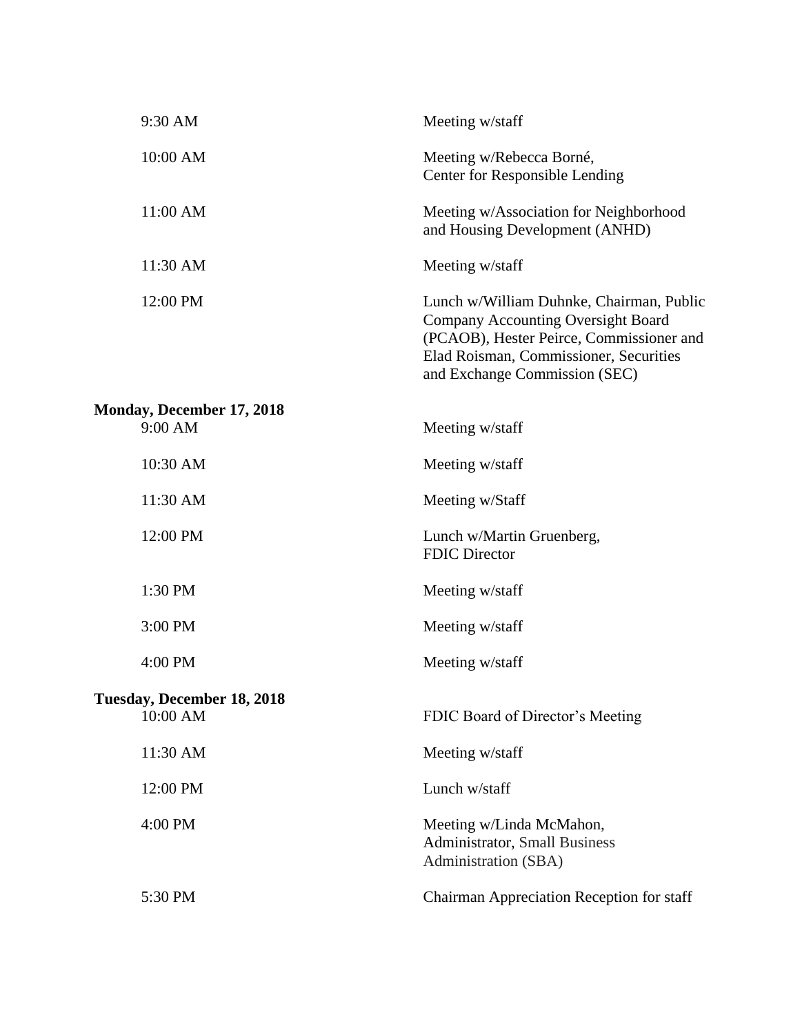| | |
|---|---|
| 9:30 AM | Meeting w/staff |
| 10:00 AM | Meeting w/Rebecca Borné, Center for Responsible Lending |
| 11:00 AM | Meeting w/Association for Neighborhood and Housing Development (ANHD) |
| 11:30 AM | Meeting w/staff |
| 12:00 PM | Lunch w/William Duhnke, Chairman, Public Company Accounting Oversight Board (PCAOB), Hester Peirce, Commissioner and Elad Roisman, Commissioner, Securities and Exchange Commission (SEC) |

**Monday, December 17, 2018**

| | |
|---|---|
| 9:00 AM | Meeting w/staff |
| 10:30 AM | Meeting w/staff |
| 11:30 AM | Meeting w/Staff |
| 12:00 PM | Lunch w/Martin Gruenberg, FDIC Director |
| 1:30 PM | Meeting w/staff |
| 3:00 PM | Meeting w/staff |
| 4:00 PM | Meeting w/staff |

**Tuesday, December 18, 2018**

| | |
|---|---|
| 10:00 AM | FDIC Board of Director's Meeting |
| 11:30 AM | Meeting w/staff |
| 12:00 PM | Lunch w/staff |
| 4:00 PM | Meeting w/Linda McMahon, Administrator, Small Business Administration (SBA) |
| 5:30 PM | Chairman Appreciation Reception for staff |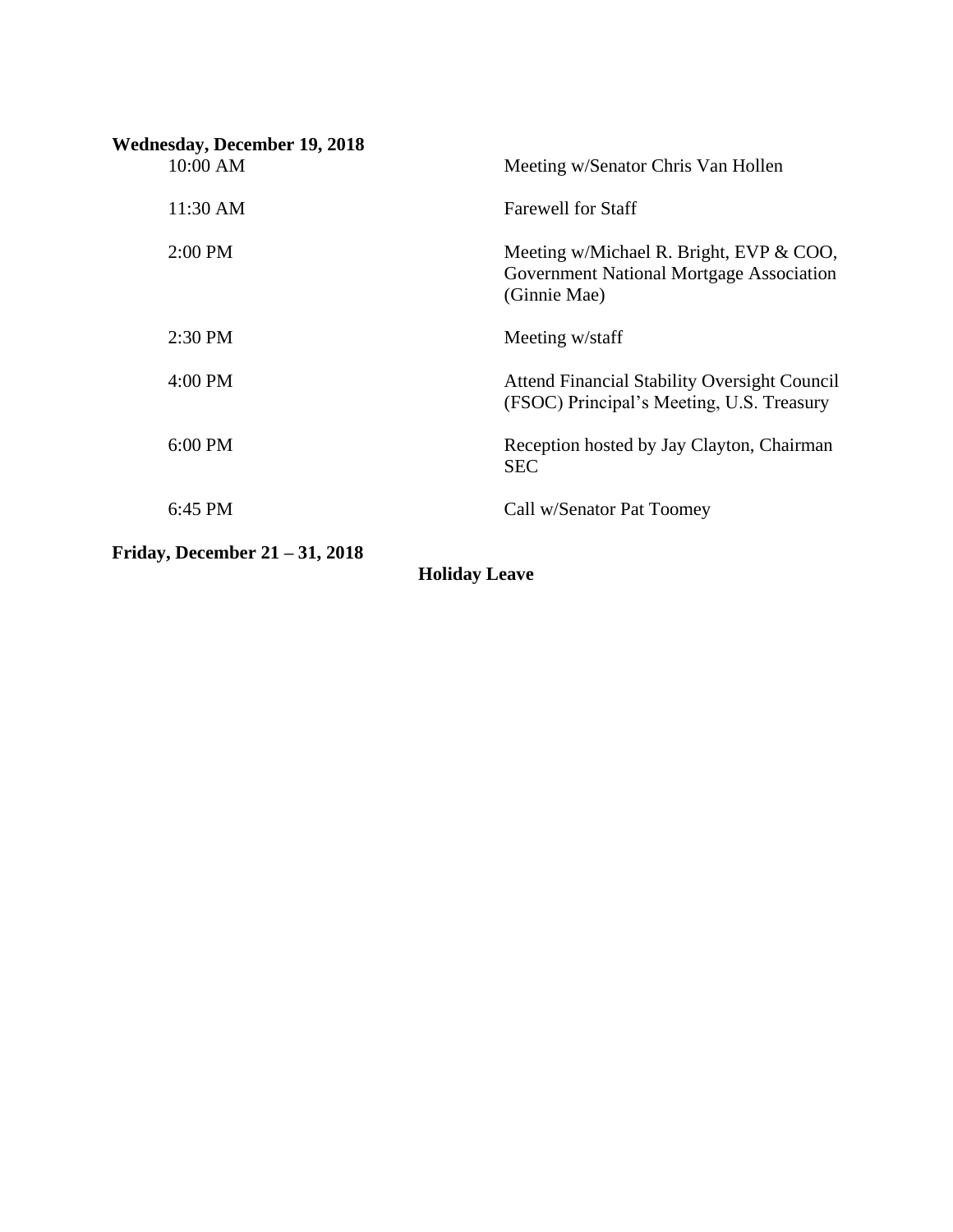**Wednesday, December 19, 2018**

| | |
|---|---|
| 10:00 AM | Meeting w/Senator Chris Van Hollen |
| 11:30 AM | Farewell for Staff |
| 2:00 PM | Meeting w/Michael R. Bright, EVP & COO, Government National Mortgage Association (Ginnie Mae) |
| 2:30 PM | Meeting w/staff |
| 4:00 PM | Attend Financial Stability Oversight Council (FSOC) Principal's Meeting, U.S. Treasury |
| 6:00 PM | Reception hosted by Jay Clayton, Chairman SEC |
| 6:45 PM | Call w/Senator Pat Toomey |

**Friday, December 21 – 31, 2018**

**Holiday Leave**